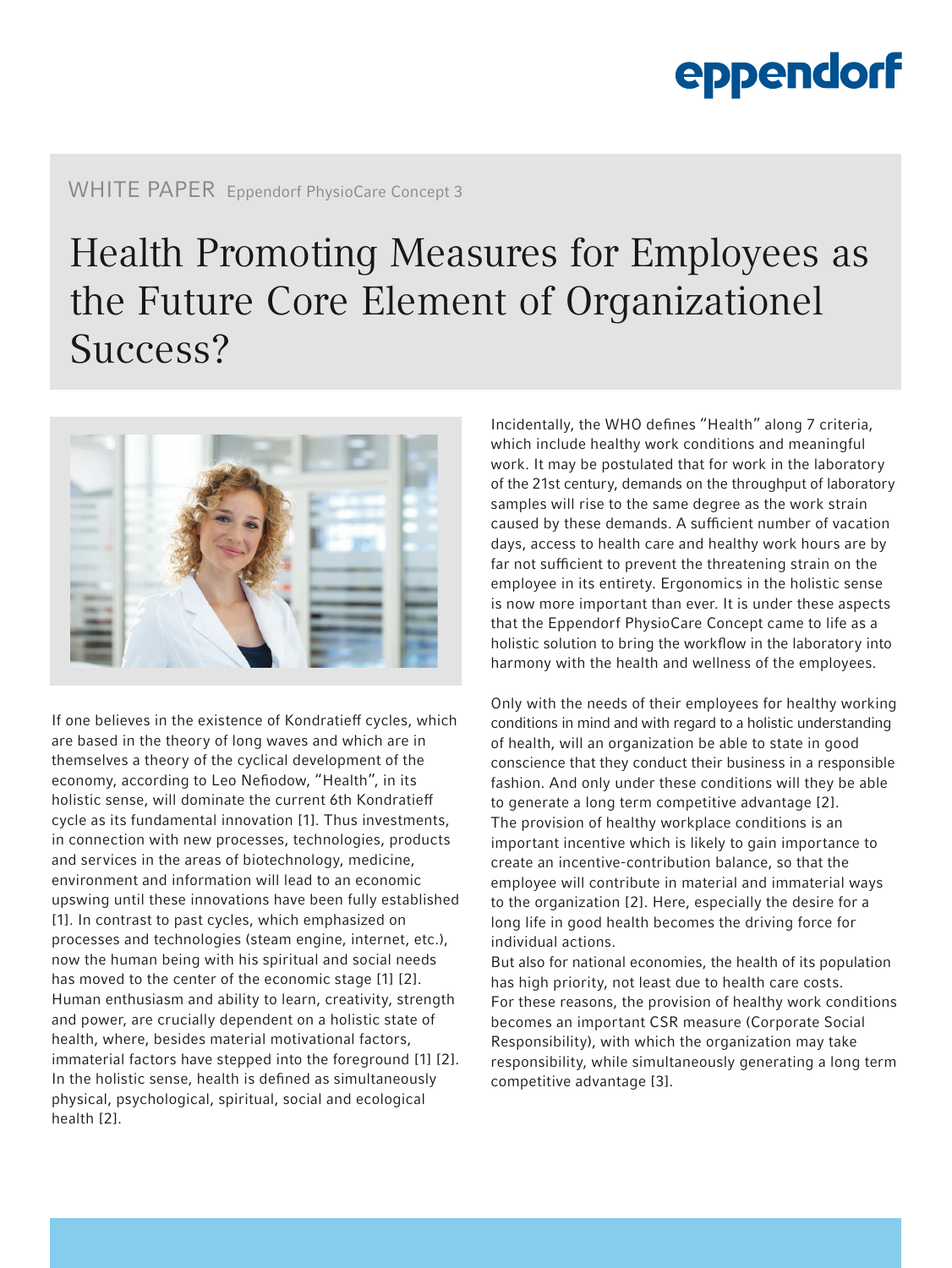WHITE PAPER Eppendorf PhysioCare Concept 3

# Health Promoting Measures for Employees as the Future Core Element of Organizationel Success?

If one believes in the existence of Kondratieff cycles, which are based in the theory of long waves and which are in themselves a theory of the cyclical development of the economy, according to Leo Nefiodow, "Health", in its holistic sense, will dominate the current 6th Kondratieff cycle as its fundamental innovation [1]. Thus investments, in connection with new processes, technologies, products and services in the areas of biotechnology, medicine, environment and information will lead to an economic upswing until these innovations have been fully established [1]. In contrast to past cycles, which emphasized on processes and technologies (steam engine, internet, etc.), now the human being with his spiritual and social needs has moved to the center of the economic stage [1] [2]. Human enthusiasm and ability to learn, creativity, strength and power, are crucially dependent on a holistic state of health, where, besides material motivational factors, immaterial factors have stepped into the foreground [1] [2]. In the holistic sense, health is defined as simultaneously physical, psychological, spiritual, social and ecological health [2].

Incidentally, the WHO defines "Health" along 7 criteria, which include healthy work conditions and meaningful work. It may be postulated that for work in the laboratory of the 21st century, demands on the throughput of laboratory samples will rise to the same degree as the work strain caused by these demands. A sufficient number of vacation days, access to health care and healthy work hours are by far not sufficient to prevent the threatening strain on the employee in its entirety. Ergonomics in the holistic sense is now more important than ever. It is under these aspects that the Eppendorf PhysioCare Concept came to life as a holistic solution to bring the workflow in the laboratory into harmony with the health and wellness of the employees.

Only with the needs of their employees for healthy working conditions in mind and with regard to a holistic understanding of health, will an organization be able to state in good conscience that they conduct their business in a responsible fashion. And only under these conditions will they be able to generate a long term competitive advantage [2].
The provision of healthy workplace conditions is an important incentive which is likely to gain importance to create an incentive-contribution balance, so that the employee will contribute in material and immaterial ways to the organization [2]. Here, especially the desire for a long life in good health becomes the driving force for individual actions.
But also for national economies, the health of its population has high priority, not least due to health care costs.
For these reasons, the provision of healthy work conditions becomes an important CSR measure (Corporate Social Responsibility), with which the organization may take responsibility, while simultaneously generating a long term competitive advantage [3].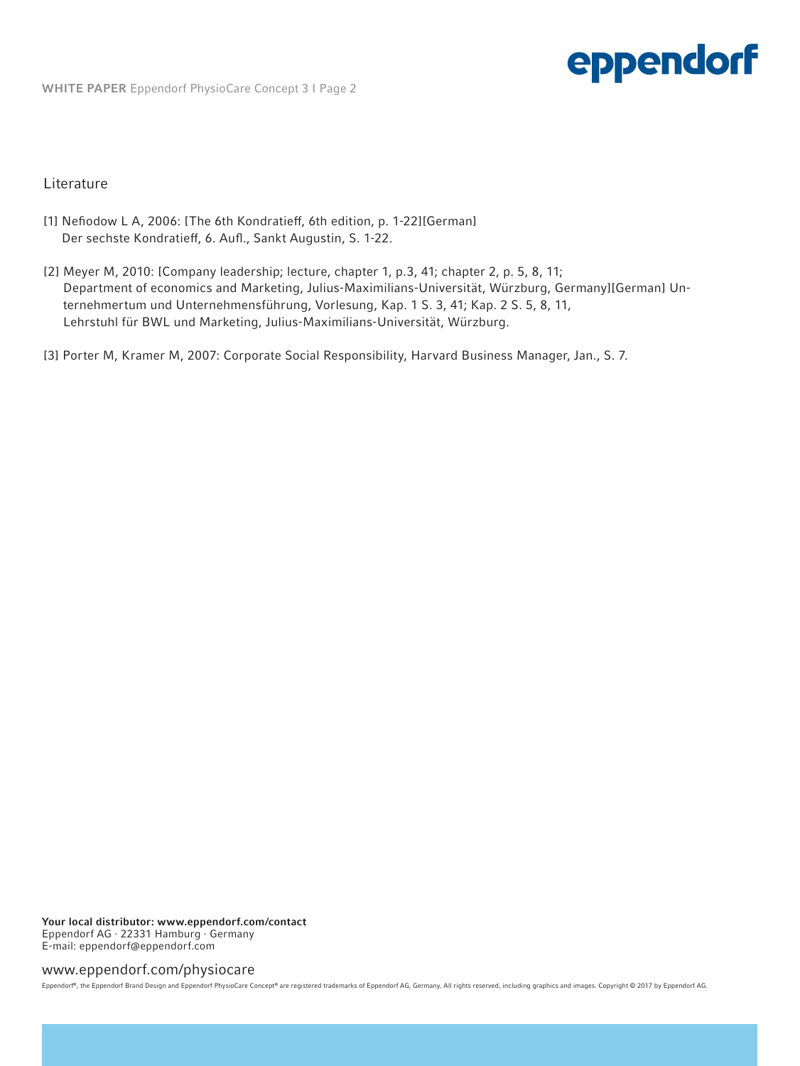## Literature

[1] Nefiodow L A, 2006: [The 6th Kondratieff, 6th edition, p. 1-22][German]
Der sechste Kondratieff, 6. Aufl., Sankt Augustin, S. 1-22.

[2] Meyer M, 2010: [Company leadership; lecture, chapter 1, p.3, 41; chapter 2, p. 5, 8, 11;
Department of economics and Marketing, Julius-Maximilians-Universität, Würzburg, Germany][German] Unternehmertum und Unternehmensführung, Vorlesung, Kap. 1 S. 3, 41; Kap. 2 S. 5, 8, 11,
Lehrstuhl für BWL und Marketing, Julius-Maximilians-Universität, Würzburg.

[3] Porter M, Kramer M, 2007: Corporate Social Responsibility, Harvard Business Manager, Jan., S. 7.

**Your local distributor: www.eppendorf.com/contact**
Eppendorf AG · 22331 Hamburg · Germany
E-mail: eppendorf@eppendorf.com

www.eppendorf.com/physiocare

Eppendorf®, the Eppendorf Brand Design and Eppendorf PhysioCare Concept® are registered trademarks of Eppendorf AG, Germany. All rights reserved, including graphics and images. Copyright © 2017 by Eppendorf AG.